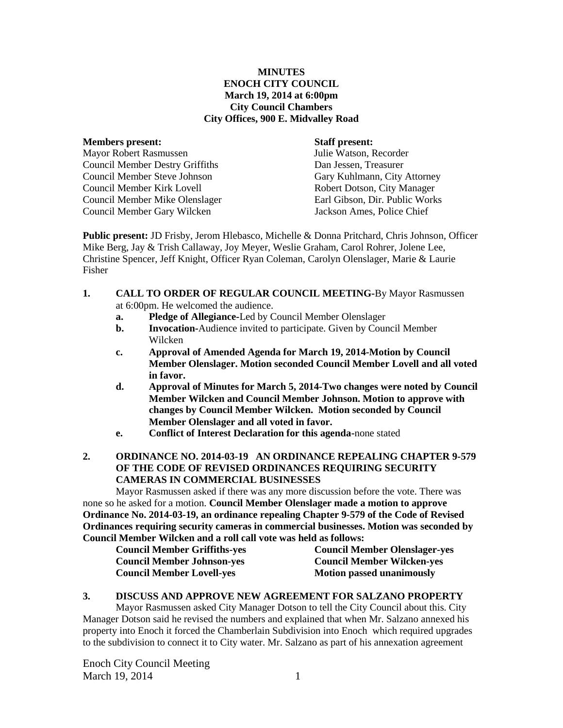**MINUTES**
**ENOCH CITY COUNCIL**
**March 19, 2014 at 6:00pm**
**City Council Chambers**
**City Offices, 900 E. Midvalley Road**

| **Members present:** | **Staff present:** |
|---|---|
| Mayor Robert Rasmussen | Julie Watson, Recorder |
| Council Member Destry Griffiths | Dan Jessen, Treasurer |
| Council Member Steve Johnson | Gary Kuhlmann, City Attorney |
| Council Member Kirk Lovell | Robert Dotson, City Manager |
| Council Member Mike Olenslager | Earl Gibson, Dir. Public Works |
| Council Member Gary Wilcken | Jackson Ames, Police Chief |

**Public present:** JD Frisby, Jerom Hlebasco, Michelle & Donna Pritchard, Chris Johnson, Officer Mike Berg, Jay & Trish Callaway, Joy Meyer, Weslie Graham, Carol Rohrer, Jolene Lee, Christine Spencer, Jeff Knight, Officer Ryan Coleman, Carolyn Olenslager, Marie & Laurie Fisher

1. **CALL TO ORDER OF REGULAR COUNCIL MEETING-**By Mayor Rasmussen at 6:00pm. He welcomed the audience.
   a. **Pledge of Allegiance-**Led by Council Member Olenslager
   b. **Invocation-**Audience invited to participate. Given by Council Member Wilcken
   c. **Approval of Amended Agenda for March 19, 2014-Motion by Council Member Olenslager. Motion seconded Council Member Lovell and all voted in favor.**
   d. **Approval of Minutes for March 5, 2014-Two changes were noted by Council Member Wilcken and Council Member Johnson. Motion to approve with changes by Council Member Wilcken. Motion seconded by Council Member Olenslager and all voted in favor.**
   e. **Conflict of Interest Declaration for this agenda-**none stated

2. **ORDINANCE NO. 2014-03-19 AN ORDINANCE REPEALING CHAPTER 9-579 OF THE CODE OF REVISED ORDINANCES REQUIRING SECURITY CAMERAS IN COMMERCIAL BUSINESSES**

Mayor Rasmussen asked if there was any more discussion before the vote. There was none so he asked for a motion. **Council Member Olenslager made a motion to approve Ordinance No. 2014-03-19, an ordinance repealing Chapter 9-579 of the Code of Revised Ordinances requiring security cameras in commercial businesses. Motion was seconded by Council Member Wilcken and a roll call vote was held as follows:**

| | |
|---|---|
| **Council Member Griffiths-yes** | **Council Member Olenslager-yes** |
| **Council Member Johnson-yes** | **Council Member Wilcken-yes** |
| **Council Member Lovell-yes** | **Motion passed unanimously** |

3. **DISCUSS AND APPROVE NEW AGREEMENT FOR SALZANO PROPERTY**

Mayor Rasmussen asked City Manager Dotson to tell the City Council about this. City Manager Dotson said he revised the numbers and explained that when Mr. Salzano annexed his property into Enoch it forced the Chamberlain Subdivision into Enoch which required upgrades to the subdivision to connect it to City water. Mr. Salzano as part of his annexation agreement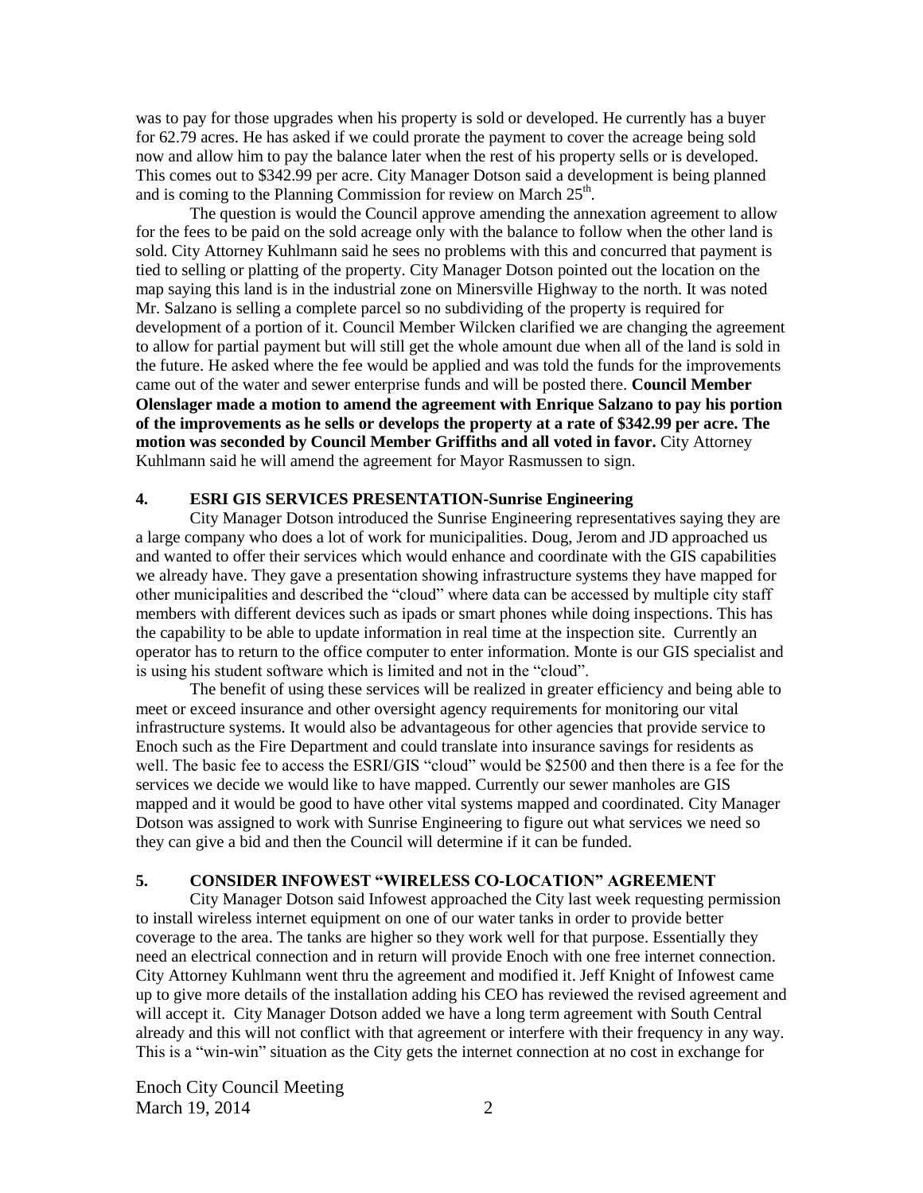was to pay for those upgrades when his property is sold or developed. He currently has a buyer for 62.79 acres. He has asked if we could prorate the payment to cover the acreage being sold now and allow him to pay the balance later when the rest of his property sells or is developed. This comes out to $342.99 per acre. City Manager Dotson said a development is being planned and is coming to the Planning Commission for review on March 25th.

The question is would the Council approve amending the annexation agreement to allow for the fees to be paid on the sold acreage only with the balance to follow when the other land is sold. City Attorney Kuhlmann said he sees no problems with this and concurred that payment is tied to selling or platting of the property. City Manager Dotson pointed out the location on the map saying this land is in the industrial zone on Minersville Highway to the north. It was noted Mr. Salzano is selling a complete parcel so no subdividing of the property is required for development of a portion of it. Council Member Wilcken clarified we are changing the agreement to allow for partial payment but will still get the whole amount due when all of the land is sold in the future. He asked where the fee would be applied and was told the funds for the improvements came out of the water and sewer enterprise funds and will be posted there. **Council Member Olenslager made a motion to amend the agreement with Enrique Salzano to pay his portion of the improvements as he sells or develops the property at a rate of $342.99 per acre. The motion was seconded by Council Member Griffiths and all voted in favor.** City Attorney Kuhlmann said he will amend the agreement for Mayor Rasmussen to sign.

## 4. ESRI GIS SERVICES PRESENTATION-Sunrise Engineering

City Manager Dotson introduced the Sunrise Engineering representatives saying they are a large company who does a lot of work for municipalities. Doug, Jerom and JD approached us and wanted to offer their services which would enhance and coordinate with the GIS capabilities we already have. They gave a presentation showing infrastructure systems they have mapped for other municipalities and described the "cloud" where data can be accessed by multiple city staff members with different devices such as ipads or smart phones while doing inspections. This has the capability to be able to update information in real time at the inspection site. Currently an operator has to return to the office computer to enter information. Monte is our GIS specialist and is using his student software which is limited and not in the "cloud".

The benefit of using these services will be realized in greater efficiency and being able to meet or exceed insurance and other oversight agency requirements for monitoring our vital infrastructure systems. It would also be advantageous for other agencies that provide service to Enoch such as the Fire Department and could translate into insurance savings for residents as well. The basic fee to access the ESRI/GIS "cloud" would be $2500 and then there is a fee for the services we decide we would like to have mapped. Currently our sewer manholes are GIS mapped and it would be good to have other vital systems mapped and coordinated. City Manager Dotson was assigned to work with Sunrise Engineering to figure out what services we need so they can give a bid and then the Council will determine if it can be funded.

## 5. CONSIDER INFOWEST "WIRELESS CO-LOCATION" AGREEMENT

City Manager Dotson said Infowest approached the City last week requesting permission to install wireless internet equipment on one of our water tanks in order to provide better coverage to the area. The tanks are higher so they work well for that purpose. Essentially they need an electrical connection and in return will provide Enoch with one free internet connection. City Attorney Kuhlmann went thru the agreement and modified it. Jeff Knight of Infowest came up to give more details of the installation adding his CEO has reviewed the revised agreement and will accept it. City Manager Dotson added we have a long term agreement with South Central already and this will not conflict with that agreement or interfere with their frequency in any way. This is a "win-win" situation as the City gets the internet connection at no cost in exchange for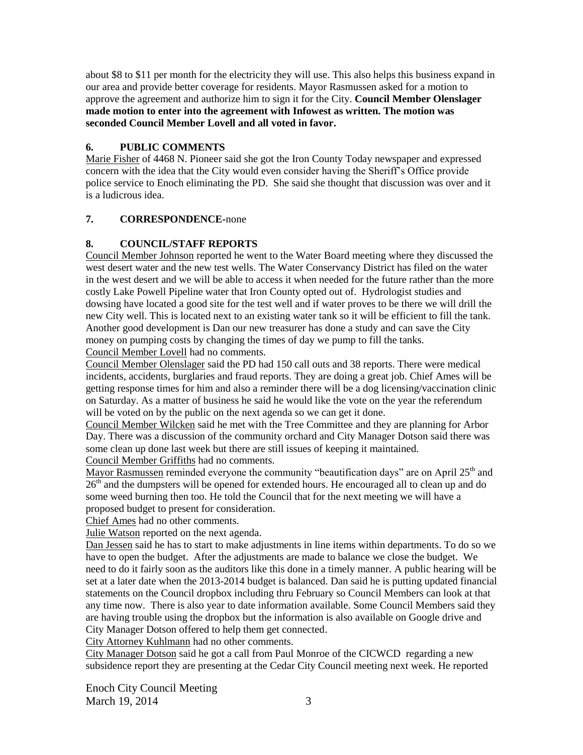about $8 to $11 per month for the electricity they will use. This also helps this business expand in our area and provide better coverage for residents. Mayor Rasmussen asked for a motion to approve the agreement and authorize him to sign it for the City. **Council Member Olenslager made motion to enter into the agreement with Infowest as written. The motion was seconded Council Member Lovell and all voted in favor.**

## 6. PUBLIC COMMENTS

Marie Fisher of 4468 N. Pioneer said she got the Iron County Today newspaper and expressed concern with the idea that the City would even consider having the Sheriff's Office provide police service to Enoch eliminating the PD. She said she thought that discussion was over and it is a ludicrous idea.

## 7. CORRESPONDENCE-none

## 8. COUNCIL/STAFF REPORTS

Council Member Johnson reported he went to the Water Board meeting where they discussed the west desert water and the new test wells. The Water Conservancy District has filed on the water in the west desert and we will be able to access it when needed for the future rather than the more costly Lake Powell Pipeline water that Iron County opted out of. Hydrologist studies and dowsing have located a good site for the test well and if water proves to be there we will drill the new City well. This is located next to an existing water tank so it will be efficient to fill the tank. Another good development is Dan our new treasurer has done a study and can save the City money on pumping costs by changing the times of day we pump to fill the tanks.

Council Member Lovell had no comments.

Council Member Olenslager said the PD had 150 call outs and 38 reports. There were medical incidents, accidents, burglaries and fraud reports. They are doing a great job. Chief Ames will be getting response times for him and also a reminder there will be a dog licensing/vaccination clinic on Saturday. As a matter of business he said he would like the vote on the year the referendum will be voted on by the public on the next agenda so we can get it done.

Council Member Wilcken said he met with the Tree Committee and they are planning for Arbor Day. There was a discussion of the community orchard and City Manager Dotson said there was some clean up done last week but there are still issues of keeping it maintained.

Council Member Griffiths had no comments.

Mayor Rasmussen reminded everyone the community "beautification days" are on April 25th and 26th and the dumpsters will be opened for extended hours. He encouraged all to clean up and do some weed burning then too. He told the Council that for the next meeting we will have a proposed budget to present for consideration.

Chief Ames had no other comments.

Julie Watson reported on the next agenda.

Dan Jessen said he has to start to make adjustments in line items within departments. To do so we have to open the budget. After the adjustments are made to balance we close the budget. We need to do it fairly soon as the auditors like this done in a timely manner. A public hearing will be set at a later date when the 2013-2014 budget is balanced. Dan said he is putting updated financial statements on the Council dropbox including thru February so Council Members can look at that any time now. There is also year to date information available. Some Council Members said they are having trouble using the dropbox but the information is also available on Google drive and City Manager Dotson offered to help them get connected.

City Attorney Kuhlmann had no other comments.

City Manager Dotson said he got a call from Paul Monroe of the CICWCD regarding a new subsidence report they are presenting at the Cedar City Council meeting next week. He reported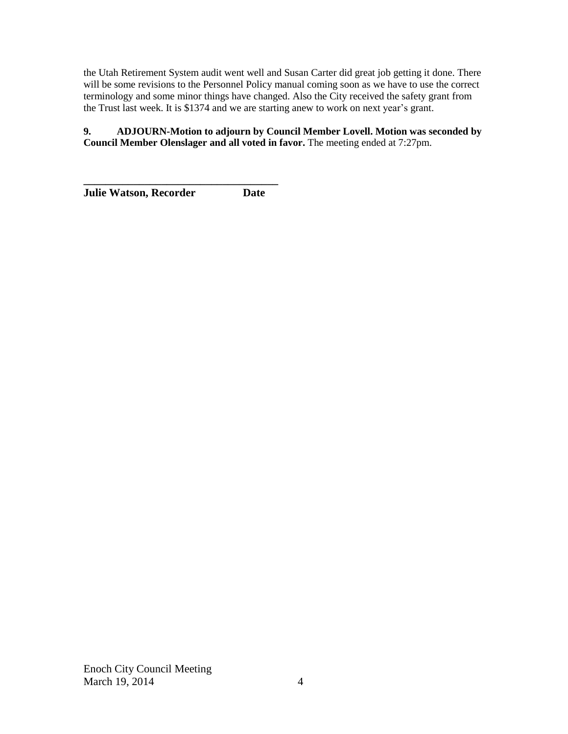the Utah Retirement System audit went well and Susan Carter did great job getting it done. There will be some revisions to the Personnel Policy manual coming soon as we have to use the correct terminology and some minor things have changed. Also the City received the safety grant from the Trust last week. It is $1374 and we are starting anew to work on next year's grant.

**9. ADJOURN-Motion to adjourn by Council Member Lovell. Motion was seconded by Council Member Olenslager and all voted in favor.** The meeting ended at 7:27pm.

**\_\_\_\_\_\_\_\_\_\_\_\_\_\_\_\_\_\_\_\_\_\_\_\_\_\_\_\_\_\_\_\_\_\_\_\_**

**Julie Watson, Recorder Date**